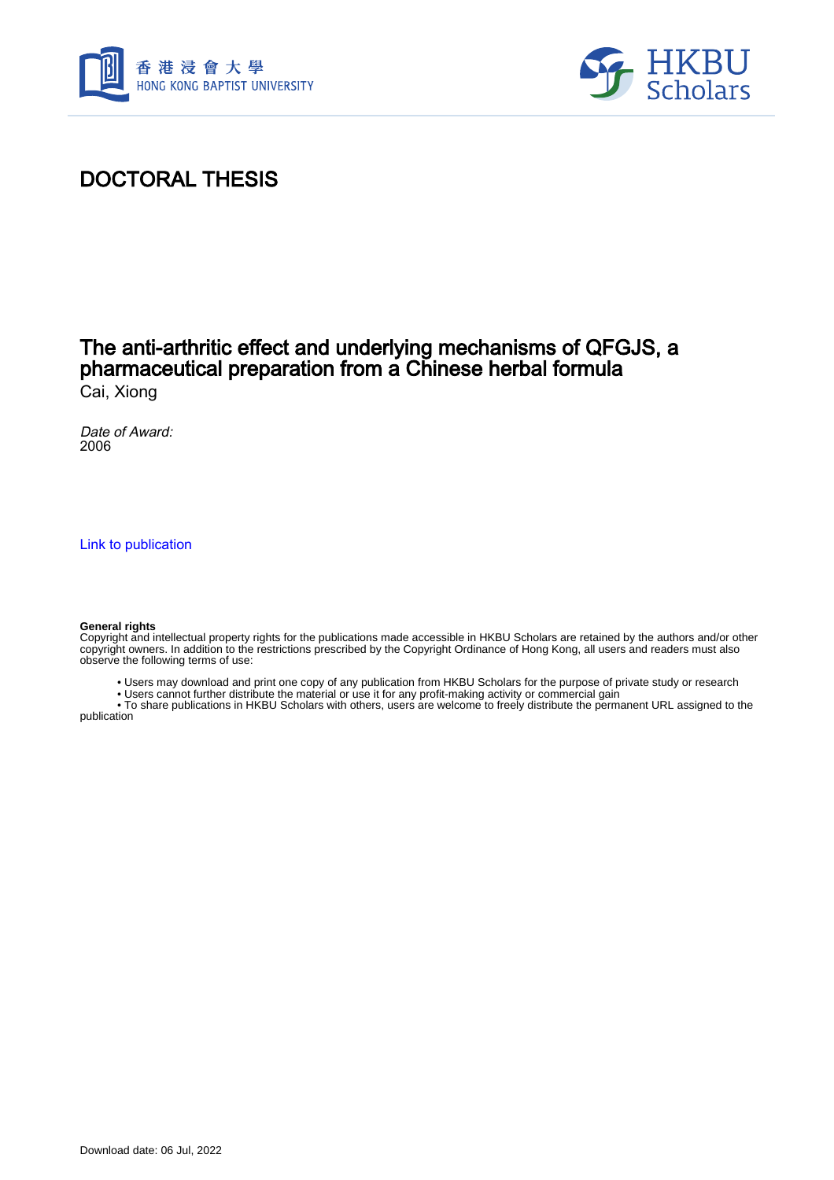# DOCTORAL THESIS

## The anti-arthritic effect and underlying mechanisms of QFGJS, a pharmaceutical preparation from a Chinese herbal formula

Cai, Xiong

*Date of Award:*
2006

Link to publication

**General rights**
Copyright and intellectual property rights for the publications made accessible in HKBU Scholars are retained by the authors and/or other copyright owners. In addition to the restrictions prescribed by the Copyright Ordinance of Hong Kong, all users and readers must also observe the following terms of use:

- Users may download and print one copy of any publication from HKBU Scholars for the purpose of private study or research
- Users cannot further distribute the material or use it for any profit-making activity or commercial gain
- To share publications in HKBU Scholars with others, users are welcome to freely distribute the permanent URL assigned to the publication

Download date: 06 Jul, 2022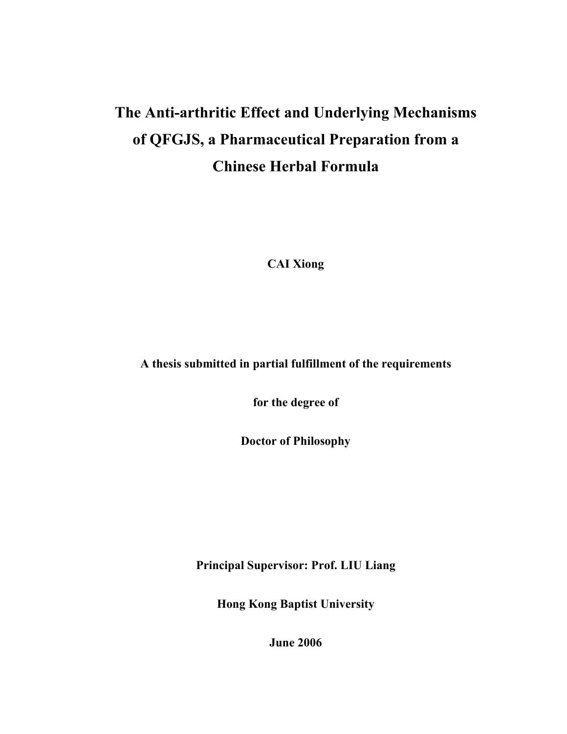# The Anti-arthritic Effect and Underlying Mechanisms of QFGJS, a Pharmaceutical Preparation from a Chinese Herbal Formula

**CAI Xiong**

**A thesis submitted in partial fulfillment of the requirements**

**for the degree of**

**Doctor of Philosophy**

**Principal Supervisor: Prof. LIU Liang**

**Hong Kong Baptist University**

**June 2006**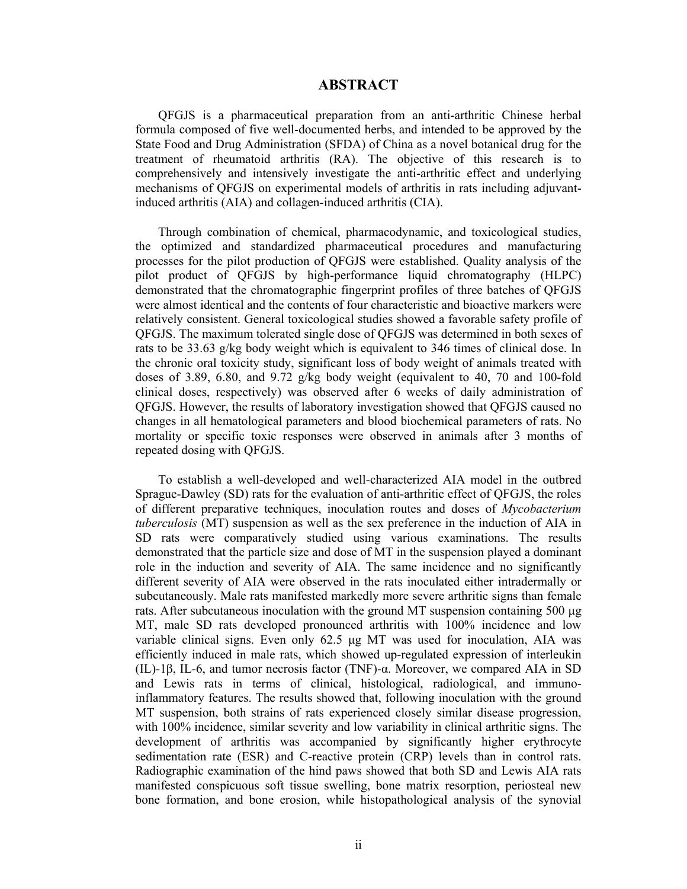# ABSTRACT

QFGJS is a pharmaceutical preparation from an anti-arthritic Chinese herbal formula composed of five well-documented herbs, and intended to be approved by the State Food and Drug Administration (SFDA) of China as a novel botanical drug for the treatment of rheumatoid arthritis (RA). The objective of this research is to comprehensively and intensively investigate the anti-arthritic effect and underlying mechanisms of QFGJS on experimental models of arthritis in rats including adjuvant-induced arthritis (AIA) and collagen-induced arthritis (CIA).

Through combination of chemical, pharmacodynamic, and toxicological studies, the optimized and standardized pharmaceutical procedures and manufacturing processes for the pilot production of QFGJS were established. Quality analysis of the pilot product of QFGJS by high-performance liquid chromatography (HLPC) demonstrated that the chromatographic fingerprint profiles of three batches of QFGJS were almost identical and the contents of four characteristic and bioactive markers were relatively consistent. General toxicological studies showed a favorable safety profile of QFGJS. The maximum tolerated single dose of QFGJS was determined in both sexes of rats to be 33.63 g/kg body weight which is equivalent to 346 times of clinical dose. In the chronic oral toxicity study, significant loss of body weight of animals treated with doses of 3.89, 6.80, and 9.72 g/kg body weight (equivalent to 40, 70 and 100-fold clinical doses, respectively) was observed after 6 weeks of daily administration of QFGJS. However, the results of laboratory investigation showed that QFGJS caused no changes in all hematological parameters and blood biochemical parameters of rats. No mortality or specific toxic responses were observed in animals after 3 months of repeated dosing with QFGJS.

To establish a well-developed and well-characterized AIA model in the outbred Sprague-Dawley (SD) rats for the evaluation of anti-arthritic effect of QFGJS, the roles of different preparative techniques, inoculation routes and doses of *Mycobacterium tuberculosis* (MT) suspension as well as the sex preference in the induction of AIA in SD rats were comparatively studied using various examinations. The results demonstrated that the particle size and dose of MT in the suspension played a dominant role in the induction and severity of AIA. The same incidence and no significantly different severity of AIA were observed in the rats inoculated either intradermally or subcutaneously. Male rats manifested markedly more severe arthritic signs than female rats. After subcutaneous inoculation with the ground MT suspension containing 500 μg MT, male SD rats developed pronounced arthritis with 100% incidence and low variable clinical signs. Even only 62.5 μg MT was used for inoculation, AIA was efficiently induced in male rats, which showed up-regulated expression of interleukin (IL)-1β, IL-6, and tumor necrosis factor (TNF)-α. Moreover, we compared AIA in SD and Lewis rats in terms of clinical, histological, radiological, and immuno-inflammatory features. The results showed that, following inoculation with the ground MT suspension, both strains of rats experienced closely similar disease progression, with 100% incidence, similar severity and low variability in clinical arthritic signs. The development of arthritis was accompanied by significantly higher erythrocyte sedimentation rate (ESR) and C-reactive protein (CRP) levels than in control rats. Radiographic examination of the hind paws showed that both SD and Lewis AIA rats manifested conspicuous soft tissue swelling, bone matrix resorption, periosteal new bone formation, and bone erosion, while histopathological analysis of the synovial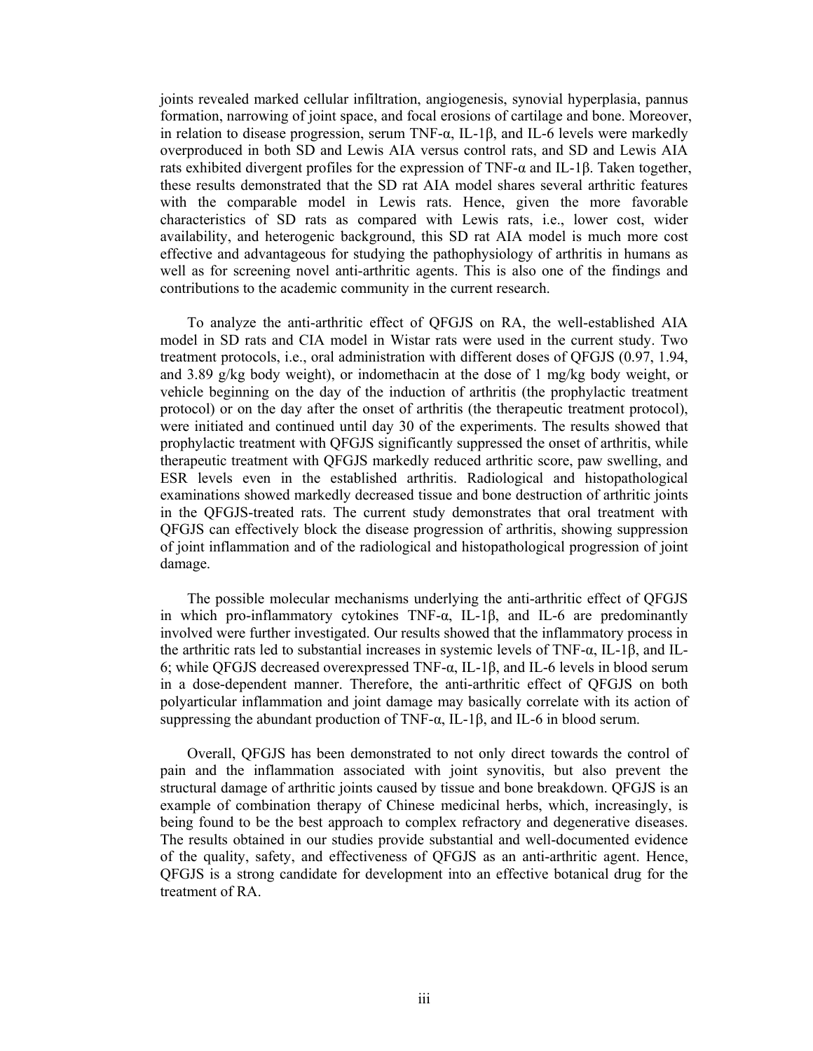joints revealed marked cellular infiltration, angiogenesis, synovial hyperplasia, pannus formation, narrowing of joint space, and focal erosions of cartilage and bone. Moreover, in relation to disease progression, serum TNF-α, IL-1β, and IL-6 levels were markedly overproduced in both SD and Lewis AIA versus control rats, and SD and Lewis AIA rats exhibited divergent profiles for the expression of TNF-α and IL-1β. Taken together, these results demonstrated that the SD rat AIA model shares several arthritic features with the comparable model in Lewis rats. Hence, given the more favorable characteristics of SD rats as compared with Lewis rats, i.e., lower cost, wider availability, and heterogenic background, this SD rat AIA model is much more cost effective and advantageous for studying the pathophysiology of arthritis in humans as well as for screening novel anti-arthritic agents. This is also one of the findings and contributions to the academic community in the current research.

To analyze the anti-arthritic effect of QFGJS on RA, the well-established AIA model in SD rats and CIA model in Wistar rats were used in the current study. Two treatment protocols, i.e., oral administration with different doses of QFGJS (0.97, 1.94, and 3.89 g/kg body weight), or indomethacin at the dose of 1 mg/kg body weight, or vehicle beginning on the day of the induction of arthritis (the prophylactic treatment protocol) or on the day after the onset of arthritis (the therapeutic treatment protocol), were initiated and continued until day 30 of the experiments. The results showed that prophylactic treatment with QFGJS significantly suppressed the onset of arthritis, while therapeutic treatment with QFGJS markedly reduced arthritic score, paw swelling, and ESR levels even in the established arthritis. Radiological and histopathological examinations showed markedly decreased tissue and bone destruction of arthritic joints in the QFGJS-treated rats. The current study demonstrates that oral treatment with QFGJS can effectively block the disease progression of arthritis, showing suppression of joint inflammation and of the radiological and histopathological progression of joint damage.

The possible molecular mechanisms underlying the anti-arthritic effect of QFGJS in which pro-inflammatory cytokines TNF-α, IL-1β, and IL-6 are predominantly involved were further investigated. Our results showed that the inflammatory process in the arthritic rats led to substantial increases in systemic levels of TNF-α, IL-1β, and IL-6; while QFGJS decreased overexpressed TNF-α, IL-1β, and IL-6 levels in blood serum in a dose-dependent manner. Therefore, the anti-arthritic effect of QFGJS on both polyarticular inflammation and joint damage may basically correlate with its action of suppressing the abundant production of TNF-α, IL-1β, and IL-6 in blood serum.

Overall, QFGJS has been demonstrated to not only direct towards the control of pain and the inflammation associated with joint synovitis, but also prevent the structural damage of arthritic joints caused by tissue and bone breakdown. QFGJS is an example of combination therapy of Chinese medicinal herbs, which, increasingly, is being found to be the best approach to complex refractory and degenerative diseases. The results obtained in our studies provide substantial and well-documented evidence of the quality, safety, and effectiveness of QFGJS as an anti-arthritic agent. Hence, QFGJS is a strong candidate for development into an effective botanical drug for the treatment of RA.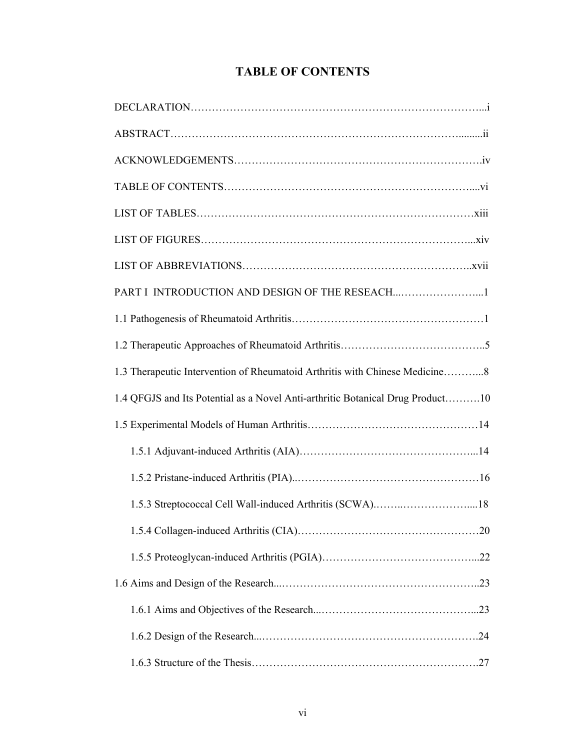# TABLE OF CONTENTS

DECLARATION…………………………………………………………………………...i

ABSTRACT………………………………………………………………………..........ii

ACKNOWLEDGEMENTS………………………………………………………….iv

TABLE OF CONTENTS……………………………………………………………....vi

LIST OF TABLES……………………………………………………………………xiii

LIST OF FIGURES…………………………………………………………………...xiv

LIST OF ABBREVIATIONS……………………………………………………..xvii

PART I INTRODUCTION AND DESIGN OF THE RESEACH...…………………...1

1.1 Pathogenesis of Rheumatoid Arthritis………………………………………………1

1.2 Therapeutic Approaches of Rheumatoid Arthritis…………………………………..5

1.3 Therapeutic Intervention of Rheumatoid Arthritis with Chinese Medicine………...8

1.4 QFGJS and Its Potential as a Novel Anti-arthritic Botanical Drug Product……….10

1.5 Experimental Models of Human Arthritis…………………………………………14

  1.5.1 Adjuvant-induced Arthritis (AIA)…………………………………………...14

  1.5.2 Pristane-induced Arthritis (PIA)..……………………………………………16

  1.5.3 Streptococcal Cell Wall-induced Arthritis (SCWA).……..………………....18

  1.5.4 Collagen-induced Arthritis (CIA)……………………………………………20

  1.5.5 Proteoglycan-induced Arthritis (PGIA)……………………………………...22

1.6 Aims and Design of the Research...………………………………………………..23

  1.6.1 Aims and Objectives of the Research...……………………………………...23

  1.6.2 Design of the Research...…………………………………………………….24

  1.6.3 Structure of the Thesis……………………………………………………….27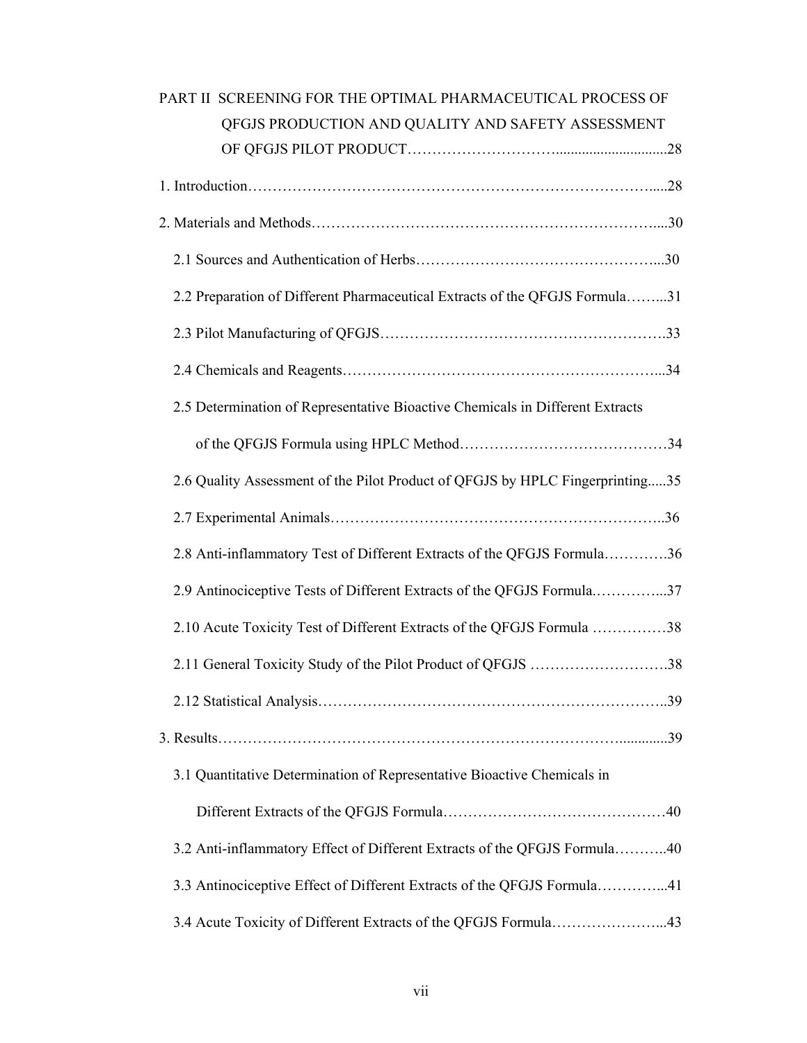PART II SCREENING FOR THE OPTIMAL PHARMACEUTICAL PROCESS OF QFGJS PRODUCTION AND QUALITY AND SAFETY ASSESSMENT OF QFGJS PILOT PRODUCT……………………….............................28

1. Introduction………………………………………………………………………....28

2. Materials and Methods……………………………………………………………....30

   2.1 Sources and Authentication of Herbs…………………………………………...30

   2.2 Preparation of Different Pharmaceutical Extracts of the QFGJS Formula……...31

   2.3 Pilot Manufacturing of QFGJS………………………………………………….33

   2.4 Chemicals and Reagents……………………………………………………...34

   2.5 Determination of Representative Bioactive Chemicals in Different Extracts of the QFGJS Formula using HPLC Method……………………………………34

   2.6 Quality Assessment of the Pilot Product of QFGJS by HPLC Fingerprinting.....35

   2.7 Experimental Animals………………………………………………………..36

   2.8 Anti-inflammatory Test of Different Extracts of the QFGJS Formula………….36

   2.9 Antinociceptive Tests of Different Extracts of the QFGJS Formula.…………...37

   2.10 Acute Toxicity Test of Different Extracts of the QFGJS Formula ……………38

   2.11 General Toxicity Study of the Pilot Product of QFGJS ……………………….38

   2.12 Statistical Analysis……………………………………………………………..39

3. Results………………………………………………………………………….............39

   3.1 Quantitative Determination of Representative Bioactive Chemicals in Different Extracts of the QFGJS Formula………………………………………40

   3.2 Anti-inflammatory Effect of Different Extracts of the QFGJS Formula………..40

   3.3 Antinociceptive Effect of Different Extracts of the QFGJS Formula…………...41

   3.4 Acute Toxicity of Different Extracts of the QFGJS Formula…………………...43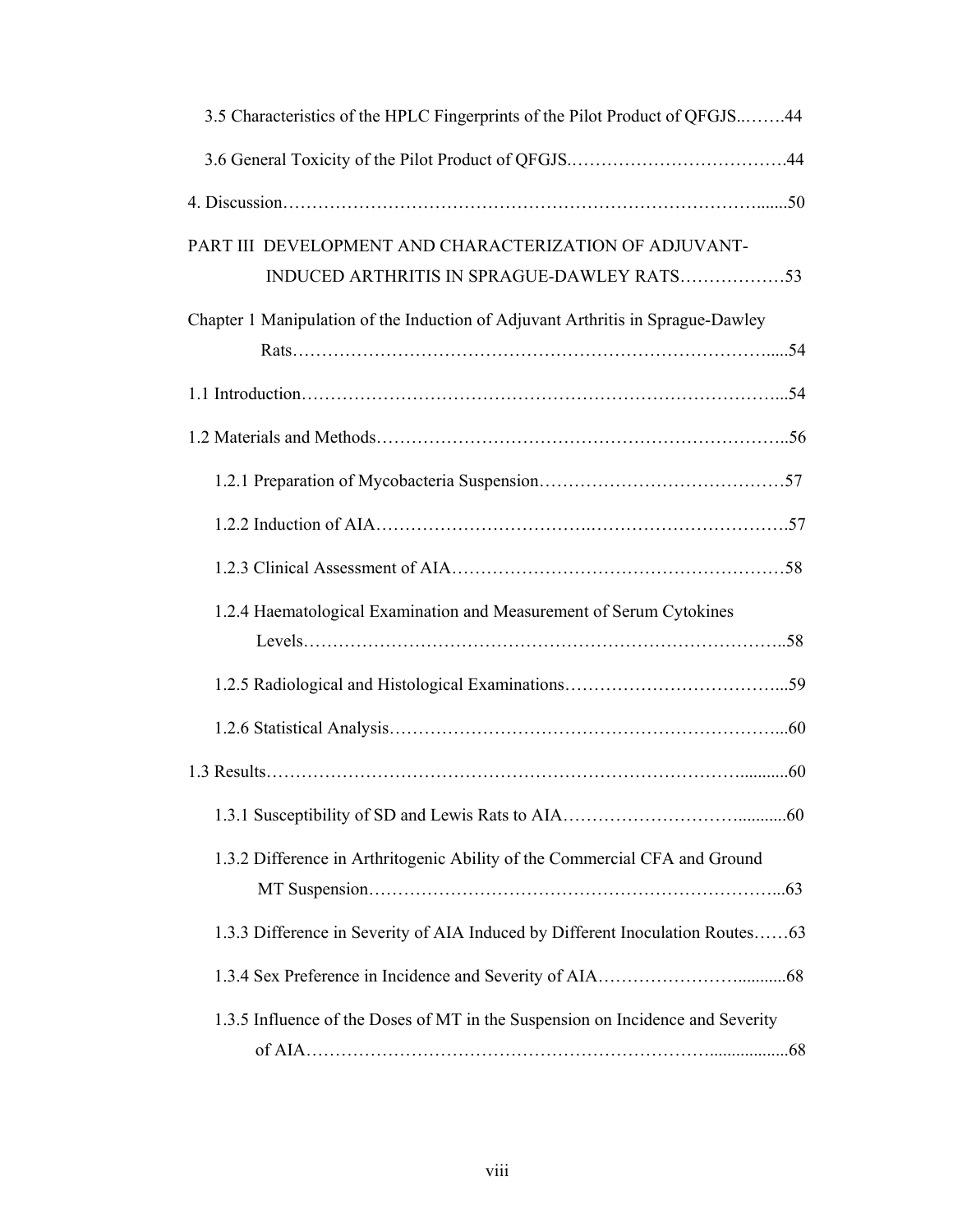3.5 Characteristics of the HPLC Fingerprints of the Pilot Product of QFGJS........44

3.6 General Toxicity of the Pilot Product of QFGJS....................................44

4. Discussion.................................................................................50

PART III DEVELOPMENT AND CHARACTERIZATION OF ADJUVANT-INDUCED ARTHRITIS IN SPRAGUE-DAWLEY RATS..................53

Chapter 1 Manipulation of the Induction of Adjuvant Arthritis in Sprague-Dawley Rats.....................................................................................54

1.1 Introduction...............................................................................54

1.2 Materials and Methods...................................................................56

1.2.1 Preparation of Mycobacteria Suspension........................................57

1.2.2 Induction of AIA.....................................................................57

1.2.3 Clinical Assessment of AIA.......................................................58

1.2.4 Haematological Examination and Measurement of Serum Cytokines Levels.....................................................................................58

1.2.5 Radiological and Histological Examinations....................................59

1.2.6 Statistical Analysis...................................................................60

1.3 Results......................................................................................60

1.3.1 Susceptibility of SD and Lewis Rats to AIA.....................................60

1.3.2 Difference in Arthritogenic Ability of the Commercial CFA and Ground MT Suspension.......................................................................63

1.3.3 Difference in Severity of AIA Induced by Different Inoculation Routes......63

1.3.4 Sex Preference in Incidence and Severity of AIA..............................68

1.3.5 Influence of the Doses of MT in the Suspension on Incidence and Severity of AIA.....................................................................................68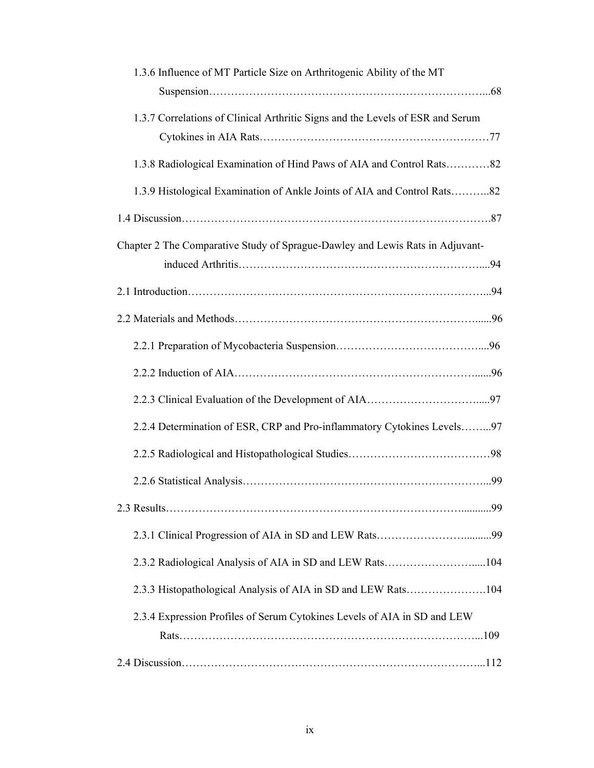1.3.6 Influence of MT Particle Size on Arthritogenic Ability of the MT Suspension…………………………………………………………………...68

1.3.7 Correlations of Clinical Arthritic Signs and the Levels of ESR and Serum Cytokines in AIA Rats……………………………………………………77

1.3.8 Radiological Examination of Hind Paws of AIA and Control Rats…………82

1.3.9 Histological Examination of Ankle Joints of AIA and Control Rats………..82

1.4 Discussion……………………………………………………………………….87

Chapter 2 The Comparative Study of Sprague-Dawley and Lewis Rats in Adjuvant-induced Arthritis………………………………………………………....94

2.1 Introduction……………………………………………………………………...94

2.2 Materials and Methods………………………………………………………......96

2.2.1 Preparation of Mycobacteria Suspension…………………………………....96

2.2.2 Induction of AIA………………………………………………………….....96

2.2.3 Clinical Evaluation of the Development of AIA………………………….....97

2.2.4 Determination of ESR, CRP and Pro-inflammatory Cytokines Levels……...97

2.2.5 Radiological and Histopathological Studies…………………………………98

2.2.6 Statistical Analysis…………………………………………………………...99

2.3 Results……………………………………………………………………….........99

2.3.1 Clinical Progression of AIA in SD and LEW Rats……………………..........99

2.3.2 Radiological Analysis of AIA in SD and LEW Rats……………………......104

2.3.3 Histopathological Analysis of AIA in SD and LEW Rats………………….104

2.3.4 Expression Profiles of Serum Cytokines Levels of AIA in SD and LEW Rats……………………………………………………………………...109

2.4 Discussion……………………………………………………………………...112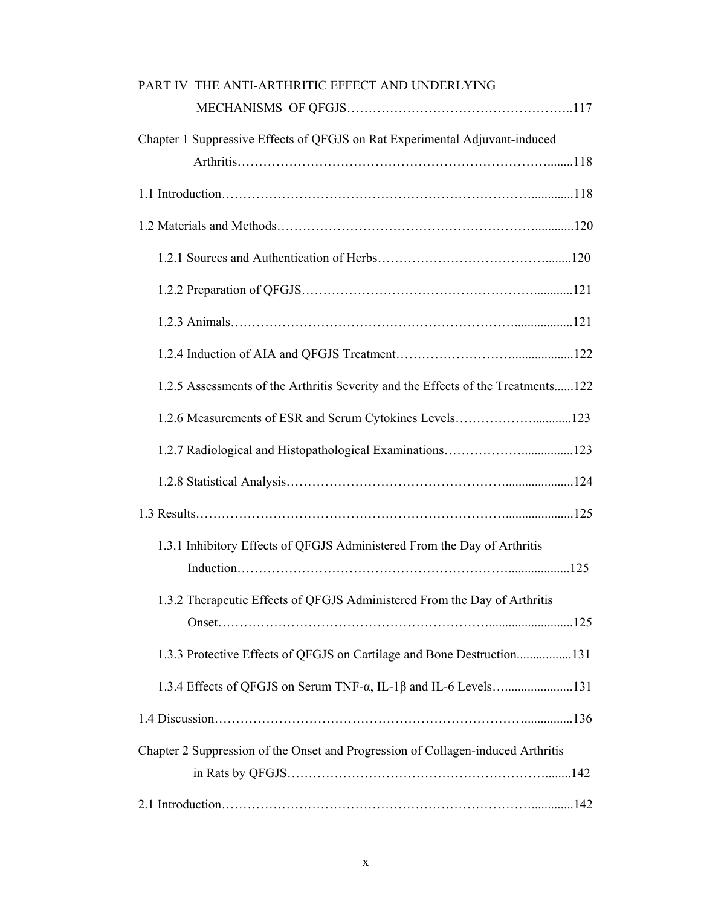PART IV THE ANTI-ARTHRITIC EFFECT AND UNDERLYING MECHANISMS OF QFGJS……………………………………………..117

Chapter 1 Suppressive Effects of QFGJS on Rat Experimental Adjuvant-induced Arthritis………………………………………………………………........118

1.1 Introduction…………………………………………………………….............118

1.2 Materials and Methods……………………………………………………............120

1.2.1 Sources and Authentication of Herbs…………………………………........120

1.2.2 Preparation of QFGJS……………………………………………….............121

1.2.3 Animals……………………………………………………….....................121

1.2.4 Induction of AIA and QFGJS Treatment……………………….................122

1.2.5 Assessments of the Arthritis Severity and the Effects of the Treatments......122

1.2.6 Measurements of ESR and Serum Cytokines Levels……………….............123

1.2.7 Radiological and Histopathological Examinations………………................123

1.2.8 Statistical Analysis………………………………………….......................124

1.3 Results……………………………………………………………….....................125

1.3.1 Inhibitory Effects of QFGJS Administered From the Day of Arthritis Induction…………………………………………………….....................125

1.3.2 Therapeutic Effects of QFGJS Administered From the Day of Arthritis Onset…………………………………………………….........................125

1.3.3 Protective Effects of QFGJS on Cartilage and Bone Destruction.................131

1.3.4 Effects of QFGJS on Serum TNF-α, IL-1β and IL-6 Levels…....................131

1.4 Discussion………………………………………………………………...............136

Chapter 2 Suppression of the Onset and Progression of Collagen-induced Arthritis in Rats by QFGJS……………………………………………………........142

2.1 Introduction…………………………………………………………….............142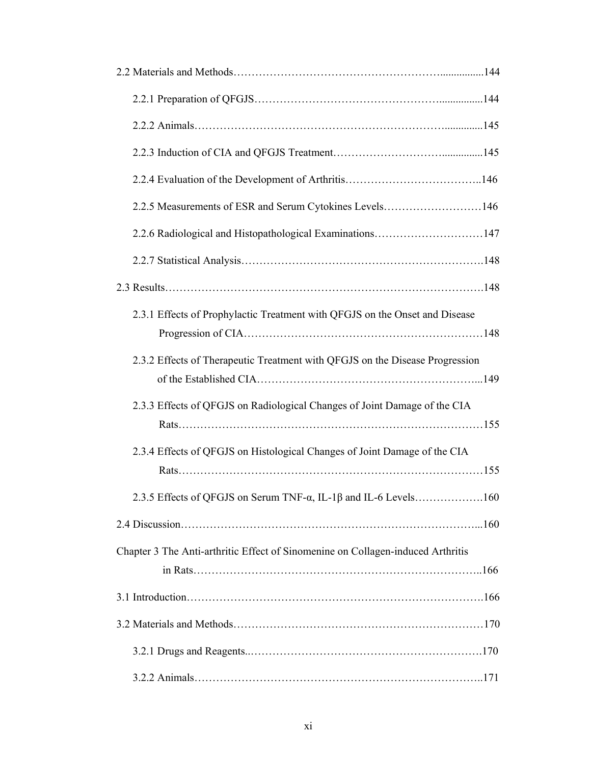2.2 Materials and Methods……………………………………………….................144

2.2.1 Preparation of QFGJS…………………………………………….................144

2.2.2 Animals……………………………………………………………...............145

2.2.3 Induction of CIA and QFGJS Treatment……………………….................145

2.2.4 Evaluation of the Development of Arthritis………………………………..146

2.2.5 Measurements of ESR and Serum Cytokines Levels………………………146

2.2.6 Radiological and Histopathological Examinations…………………………147

2.2.7 Statistical Analysis………………………………………………………….148

2.3 Results……………………………………………………………………………148

2.3.1 Effects of Prophylactic Treatment with QFGJS on the Onset and Disease Progression of CIA…………………………………………………………148

2.3.2 Effects of Therapeutic Treatment with QFGJS on the Disease Progression of the Established CIA………………………………………………………...149

2.3.3 Effects of QFGJS on Radiological Changes of Joint Damage of the CIA Rats……………………………………………………………………………155

2.3.4 Effects of QFGJS on Histological Changes of Joint Damage of the CIA Rats……………………………………………………………………………155

2.3.5 Effects of QFGJS on Serum TNF-α, IL-1β and IL-6 Levels……………….160

2.4 Discussion…………………………………………………………………………...160

Chapter 3 The Anti-arthritic Effect of Sinomenine on Collagen-induced Arthritis in Rats…………………………………………………………………………..166

3.1 Introduction…………………………………………………………………………166

3.2 Materials and Methods……………………………………………………………170

3.2.1 Drugs and Reagents..……………………………………………………….170

3.2.2 Animals…………………………………………………………………..171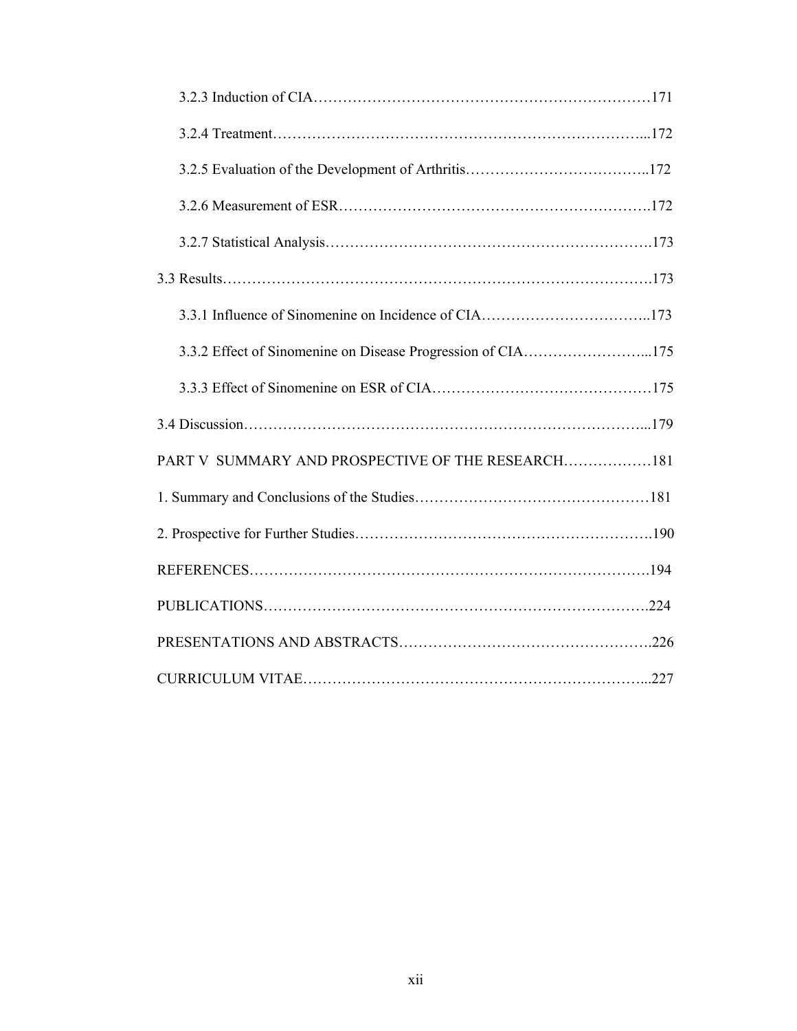3.2.3 Induction of CIA……………………………………………………………171

3.2.4 Treatment…………………………………………………………………...172

3.2.5 Evaluation of the Development of Arthritis………………………………..172

3.2.6 Measurement of ESR……………………………………………………….172

3.2.7 Statistical Analysis………………………………………………………….173

3.3 Results…………………………………………………………………………….173

3.3.1 Influence of Sinomenine on Incidence of CIA……………………………..173

3.3.2 Effect of Sinomenine on Disease Progression of CIA……………………...175

3.3.3 Effect of Sinomenine on ESR of CIA………………………………………175

3.4 Discussion…………………………………………………………………….....179

PART V SUMMARY AND PROSPECTIVE OF THE RESEARCH………………181

1. Summary and Conclusions of the Studies…………………………………………181

2. Prospective for Further Studies…………………………………………………….190

REFERENCES………………………………………………………………………….194

PUBLICATIONS……………………………………………………………………….224

PRESENTATIONS AND ABSTRACTS…………………………………………….226

CURRICULUM VITAE………………………………………………………………...227